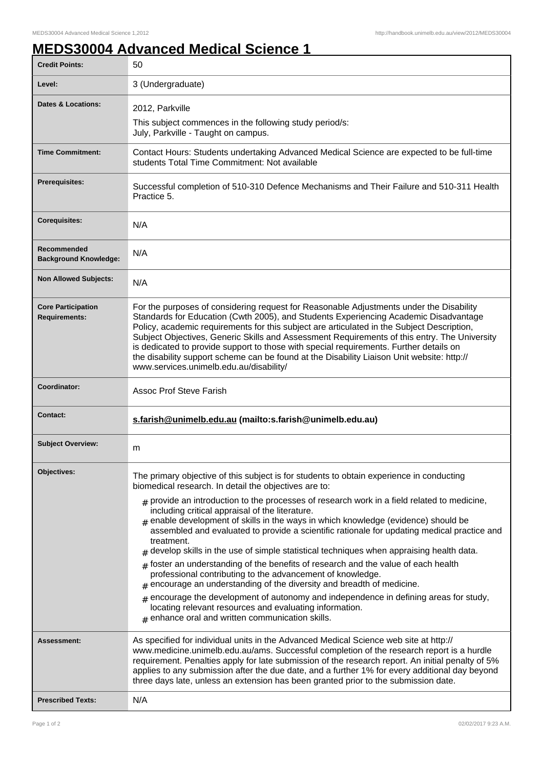# MEDS30004 Advanced Medical Science 1

| | |
|---|---|
| **Credit Points:** | 50 |
| **Level:** | 3 (Undergraduate) |
| **Dates & Locations:** | 2012, Parkville<br>This subject commences in the following study period/s:<br>July, Parkville - Taught on campus. |
| **Time Commitment:** | Contact Hours: Students undertaking Advanced Medical Science are expected to be full-time students Total Time Commitment: Not available |
| **Prerequisites:** | Successful completion of 510-310 Defence Mechanisms and Their Failure and 510-311 Health Practice 5. |
| **Corequisites:** | N/A |
| **Recommended Background Knowledge:** | N/A |
| **Non Allowed Subjects:** | N/A |
| **Core Participation Requirements:** | For the purposes of considering request for Reasonable Adjustments under the Disability Standards for Education (Cwth 2005), and Students Experiencing Academic Disadvantage Policy, academic requirements for this subject are articulated in the Subject Description, Subject Objectives, Generic Skills and Assessment Requirements of this entry. The University is dedicated to provide support to those with special requirements. Further details on the disability support scheme can be found at the Disability Liaison Unit website: http://www.services.unimelb.edu.au/disability/ |
| **Coordinator:** | Assoc Prof Steve Farish |
| **Contact:** | **s.farish@unimelb.edu.au (mailto:s.farish@unimelb.edu.au)** |
| **Subject Overview:** | m |
| **Objectives:** | The primary objective of this subject is for students to obtain experience in conducting biomedical research. In detail the objectives are to:<br># provide an introduction to the processes of research work in a field related to medicine, including critical appraisal of the literature.<br># enable development of skills in the ways in which knowledge (evidence) should be assembled and evaluated to provide a scientific rationale for updating medical practice and treatment.<br># develop skills in the use of simple statistical techniques when appraising health data.<br># foster an understanding of the benefits of research and the value of each health professional contributing to the advancement of knowledge.<br># encourage an understanding of the diversity and breadth of medicine.<br># encourage the development of autonomy and independence in defining areas for study, locating relevant resources and evaluating information.<br># enhance oral and written communication skills. |
| **Assessment:** | As specified for individual units in the Advanced Medical Science web site at http://www.medicine.unimelb.edu.au/ams. Successful completion of the research report is a hurdle requirement. Penalties apply for late submission of the research report. An initial penalty of 5% applies to any submission after the due date, and a further 1% for every additional day beyond three days late, unless an extension has been granted prior to the submission date. |
| **Prescribed Texts:** | N/A |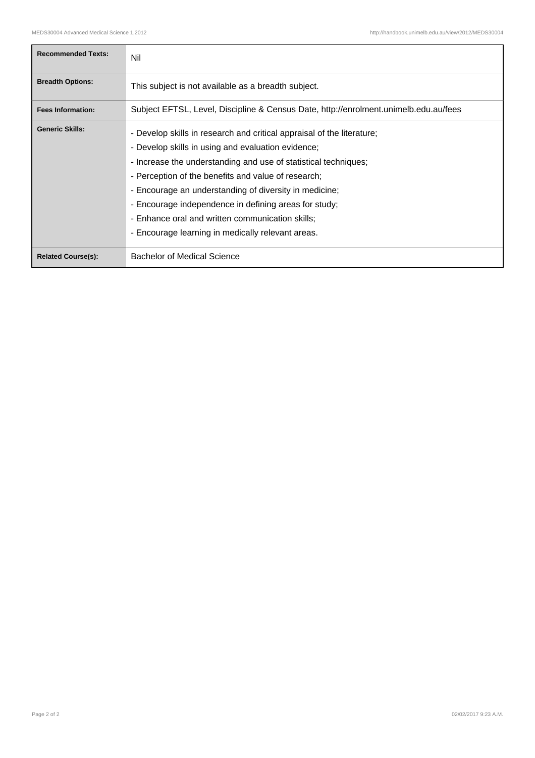| | |
|---|---|
| **Recommended Texts:** | Nil |
| **Breadth Options:** | This subject is not available as a breadth subject. |
| **Fees Information:** | Subject EFTSL, Level, Discipline & Census Date, http://enrolment.unimelb.edu.au/fees |
| **Generic Skills:** | - Develop skills in research and critical appraisal of the literature;<br>- Develop skills in using and evaluation evidence;<br>- Increase the understanding and use of statistical techniques;<br>- Perception of the benefits and value of research;<br>- Encourage an understanding of diversity in medicine;<br>- Encourage independence in defining areas for study;<br>- Enhance oral and written communication skills;<br>- Encourage learning in medically relevant areas. |
| **Related Course(s):** | Bachelor of Medical Science |